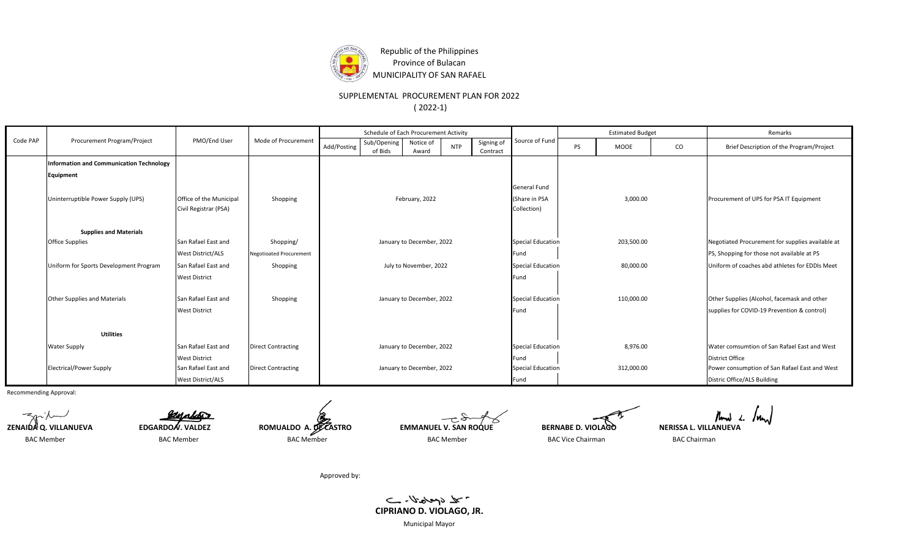Republic of the Philippines
Province of Bulacan
MUNICIPALITY OF SAN RAFAEL

# SUPPLEMENTAL PROCUREMENT PLAN FOR 2022
( 2022-1)

| Code PAP | Procurement Program/Project | PMO/End User | Mode of Procurement | Schedule of Each Procurement Activity | | | | | Source of Fund | Estimated Budget | | | Remarks |
|---|---|---|---|---|---|---|---|---|---|---|---|---|---|
| | | | | Add/Posting | Sub/Opening of Bids | Notice of Award | NTP | Signing of Contract | | PS | MOOE | CO | Brief Description of the Program/Project |
| | **Information and Communication Technology Equipment** | | | | | | | | | | | | |
| | Uninterruptible Power Supply (UPS) | Office of the Municipal Civil Registrar (PSA) | Shopping | February, 2022 | | | | | General Fund (Share in PSA Collection) | | 3,000.00 | | Procurement of UPS for PSA IT Equipment |
| | **Supplies and Materials** | | | | | | | | | | | | |
| | Office Supplies | San Rafael East and West District/ALS | Shopping/ Negotioated Procurement | January to December, 2022 | | | | | Special Education Fund | | 203,500.00 | | Negotiated Procurement for supplies available at PS, Shopping for those not available at PS |
| | Uniform for Sports Development Program | San Rafael East and West District | Shopping | July to November, 2022 | | | | | Special Education Fund | | 80,000.00 | | Uniform of coaches abd athletes for EDDIs Meet |
| | Other Supplies and Materials | San Rafael East and West District | Shopping | January to December, 2022 | | | | | Special Education Fund | | 110,000.00 | | Other Supplies (Alcohol, facemask and other supplies for COVID-19 Prevention & control) |
| | **Utilities** | | | | | | | | | | | | |
| | Water Supply | San Rafael East and West District | Direct Contracting | January to December, 2022 | | | | | Special Education Fund | | 8,976.00 | | Water comsumtion of San Rafael East and West District Office |
| | Electrical/Power Supply | San Rafael East and West District/ALS | Direct Contracting | January to December, 2022 | | | | | Special Education Fund | | 312,000.00 | | Power consumption of San Rafael East and West Distric Office/ALS Building |

Recommending Approval:

| | | | | | |
|---|---|---|---|---|---|
| **ZENAIDA Q. VILLANUEVA** | **EDGARDO V. VALDEZ** | **ROMUALDO A. DE CASTRO** | **EMMANUEL V. SAN ROQUE** | **BERNABE D. VIOLAGO** | **NERISSA L. VILLANUEVA** |
| BAC Member | BAC Member | BAC Member | BAC Member | BAC Vice Chairman | BAC Chairman |

Approved by:

**CIPRIANO D. VIOLAGO, JR.**
Municipal Mayor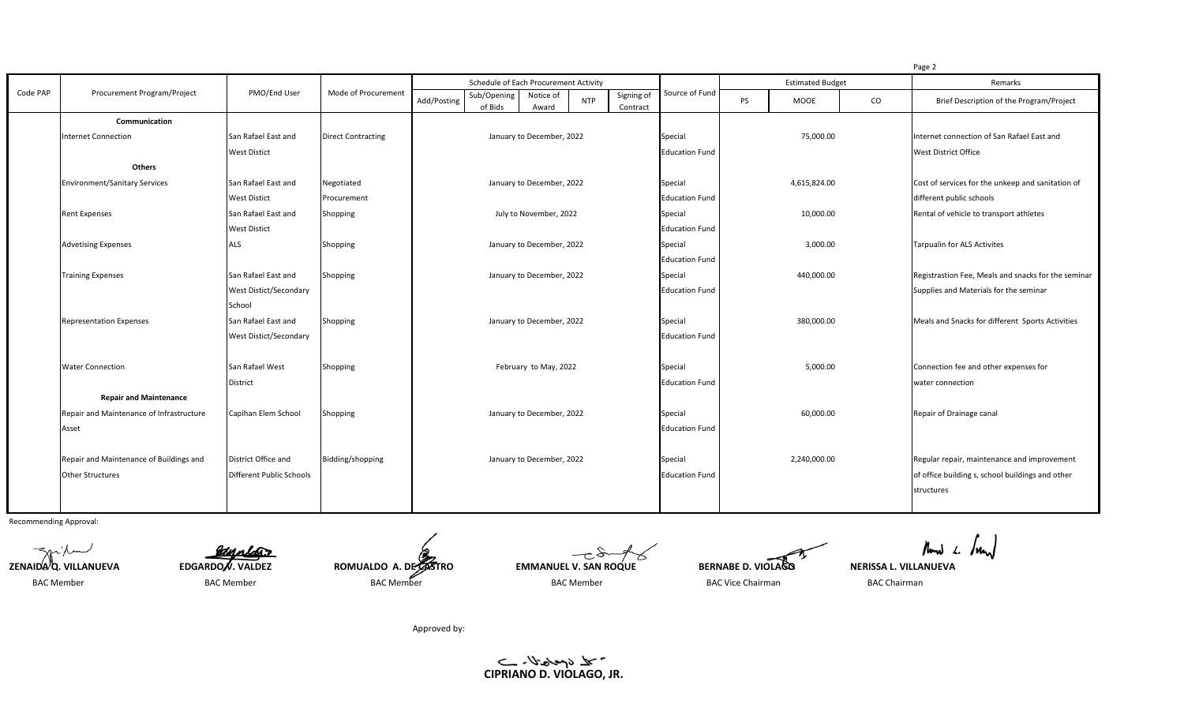| Code PAP | Procurement Program/Project | PMO/End User | Mode of Procurement | Schedule of Each Procurement Activity | | | | | Source of Fund | Estimated Budget | | | Remarks |
|---|---|---|---|---|---|---|---|---|---|---|---|---|---|
| | | | | Add/Posting | Sub/Opening of Bids | Notice of Award | NTP | Signing of Contract | | PS | MOOE | CO | Brief Description of the Program/Project |
| | **Communication** | | | | | | | | | | | | |
| | Internet Connection | San Rafael East and West Distict | Direct Contracting | January to December, 2022 | | | | | Special Education Fund | | 75,000.00 | | Internet connection of San Rafael East and West District Office |
| | **Others** | | | | | | | | | | | | |
| | Environment/Sanitary Services | San Rafael East and West Distict | Negotiated Procurement | January to December, 2022 | | | | | Special Education Fund | | 4,615,824.00 | | Cost of services for the unkeep and sanitation of different public schools |
| | Rent Expenses | San Rafael East and West Distict | Shopping | July to November, 2022 | | | | | Special Education Fund | | 10,000.00 | | Rental of vehicle to transport athletes |
| | Advetising Expenses | ALS | Shopping | January to December, 2022 | | | | | Special Education Fund | | 3,000.00 | | Tarpualin for ALS Activites |
| | Training Expenses | San Rafael East and West Distict/Secondary School | Shopping | January to December, 2022 | | | | | Special Education Fund | | 440,000.00 | | Registrastion Fee, Meals and snacks for the seminar Supplies and Materials for the seminar |
| | Representation Expenses | San Rafael East and West Distict/Secondary | Shopping | January to December, 2022 | | | | | Special Education Fund | | 380,000.00 | | Meals and Snacks for different Sports Activities |
| | Water Connection | San Rafael West District | Shopping | February to May, 2022 | | | | | Special Education Fund | | 5,000.00 | | Connection fee and other expenses for water connection |
| | **Repair and Maintenance** | | | | | | | | | | | | |
| | Repair and Maintenance of Infrastructure Asset | Capihan Elem School | Shopping | January to December, 2022 | | | | | Special Education Fund | | 60,000.00 | | Repair of Drainage canal |
| | Repair and Maintenance of Buildings and Other Structures | District Office and Different Public Schools | Bidding/shopping | January to December, 2022 | | | | | Special Education Fund | | 2,240,000.00 | | Regular repair, maintenance and improvement of office building s, school buildings and other structures |

Recommending Approval:

| | | | | | |
|---|---|---|---|---|---|
| **ZENAIDA Q. VILLANUEVA** | **EDGARDO V. VALDEZ** | **ROMUALDO A. DE CASTRO** | **EMMANUEL V. SAN ROQUE** | **BERNABE D. VIOLAGO** | **NERISSA L. VILLANUEVA** |
| BAC Member | BAC Member | BAC Member | BAC Member | BAC Vice Chairman | BAC Chairman |

Approved by:

**CIPRIANO D. VIOLAGO, JR.**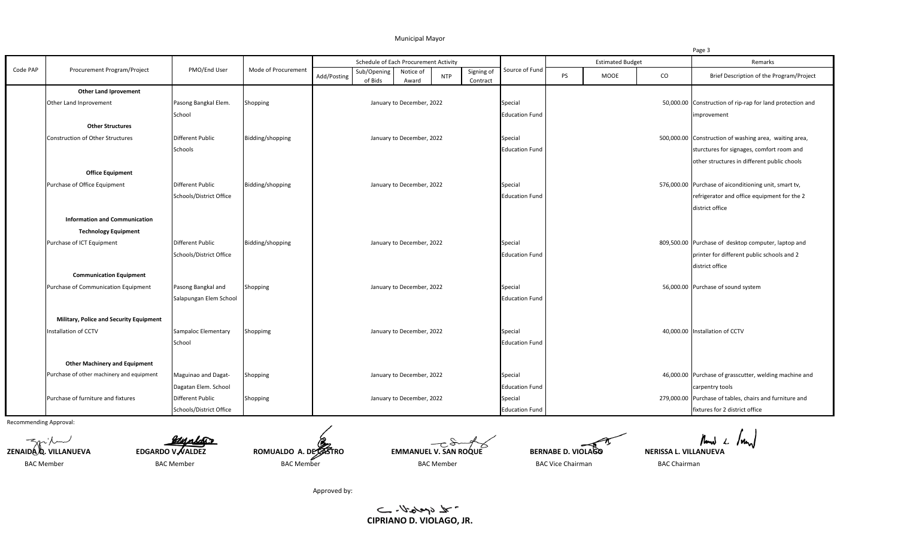Municipal Mayor

| Code PAP | Procurement Program/Project | PMO/End User | Mode of Procurement | Schedule of Each Procurement Activity | | | | | Source of Fund | Estimated Budget | | | Remarks |
|---|---|---|---|---|---|---|---|---|---|---|---|---|---|
| | | | | Add/Posting | Sub/Opening of Bids | Notice of Award | NTP | Signing of Contract | | PS | MOOE | CO | Brief Description of the Program/Project |
| | **Other Land Iprovement** | | | | | | | | | | | | |
| | Other Land Inprovement | Pasong Bangkal Elem. School | Shopping | January to December, 2022 | | | | | Special Education Fund | | | 50,000.00 | Construction of rip-rap for land protection and improvement |
| | **Other Structures** | | | | | | | | | | | | |
| | Construction of Other Structures | Different Public Schools | Bidding/shopping | January to December, 2022 | | | | | Special Education Fund | | | 500,000.00 | Construction of washing area, waiting area, sturctures for signages, comfort room and other structures in different public chools |
| | **Office Equipment** | | | | | | | | | | | | |
| | Purchase of Office Equipment | Different Public Schools/District Office | Bidding/shopping | January to December, 2022 | | | | | Special Education Fund | | | 576,000.00 | Purchase of aiconditioning unit, smart tv, refrigerator and office equipment for the 2 district office |
| | **Information and Communication Technology Equipment** | | | | | | | | | | | | |
| | Purchase of ICT Equipment | Different Public Schools/District Office | Bidding/shopping | January to December, 2022 | | | | | Special Education Fund | | | 809,500.00 | Purchase of desktop computer, laptop and printer for different public schools and 2 district office |
| | **Communication Equipment** | | | | | | | | | | | | |
| | Purchase of Communication Equipment | Pasong Bangkal and Salapungan Elem School | Shopping | January to December, 2022 | | | | | Special Education Fund | | | 56,000.00 | Purchase of sound system |
| | **Military, Police and Security Equipment** | | | | | | | | | | | | |
| | Installation of CCTV | Sampaloc Elementary School | Shoppimg | January to December, 2022 | | | | | Special Education Fund | | | 40,000.00 | Installation of CCTV |
| | **Other Machinery and Equipment** | | | | | | | | | | | | |
| | Purchase of other machinery and equipment | Maguinao and Dagat-Dagatan Elem. School | Shopping | January to December, 2022 | | | | | Special Education Fund | | | 46,000.00 | Purchase of grasscutter, welding machine and carpentry tools |
| | Purchase of furniture and fixtures | Different Public Schools/District Office | Shopping | January to December, 2022 | | | | | Special Education Fund | | | 279,000.00 | Purchase of tables, chairs and furniture and fixtures for 2 district office |

Recommending Approval:

| ZENAIDA Q. VILLANUEVA | EDGARDO V. VALDEZ | ROMUALDO A. DE CASTRO | EMMANUEL V. SAN ROQUE | BERNABE D. VIOLAGO | NERISSA L. VILLANUEVA |
|---|---|---|---|---|---|
| BAC Member | BAC Member | BAC Member | BAC Member | BAC Vice Chairman | BAC Chairman |

Approved by:

**CIPRIANO D. VIOLAGO, JR.**